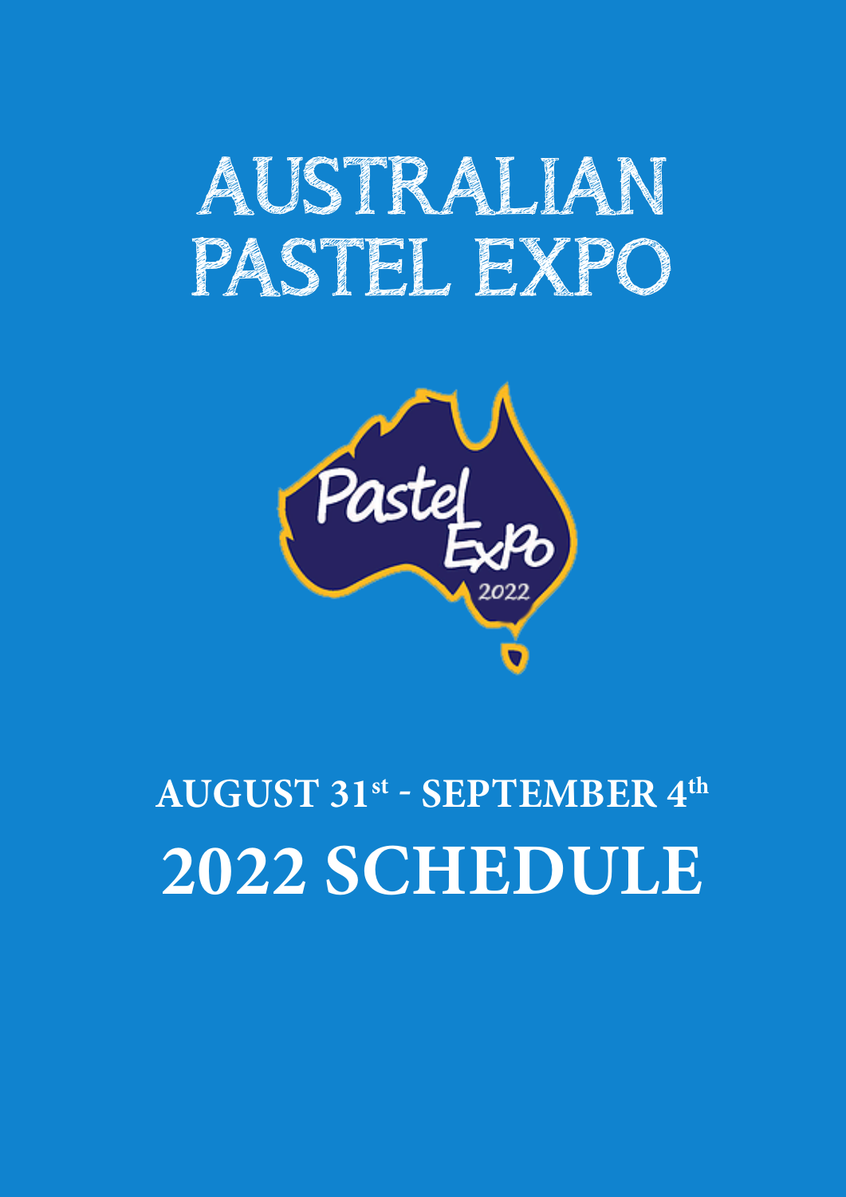# AUSTRALIAN PASTEL EXPO

## AUGUST 31st - SEPTEMBER 4th

# 2022 SCHEDULE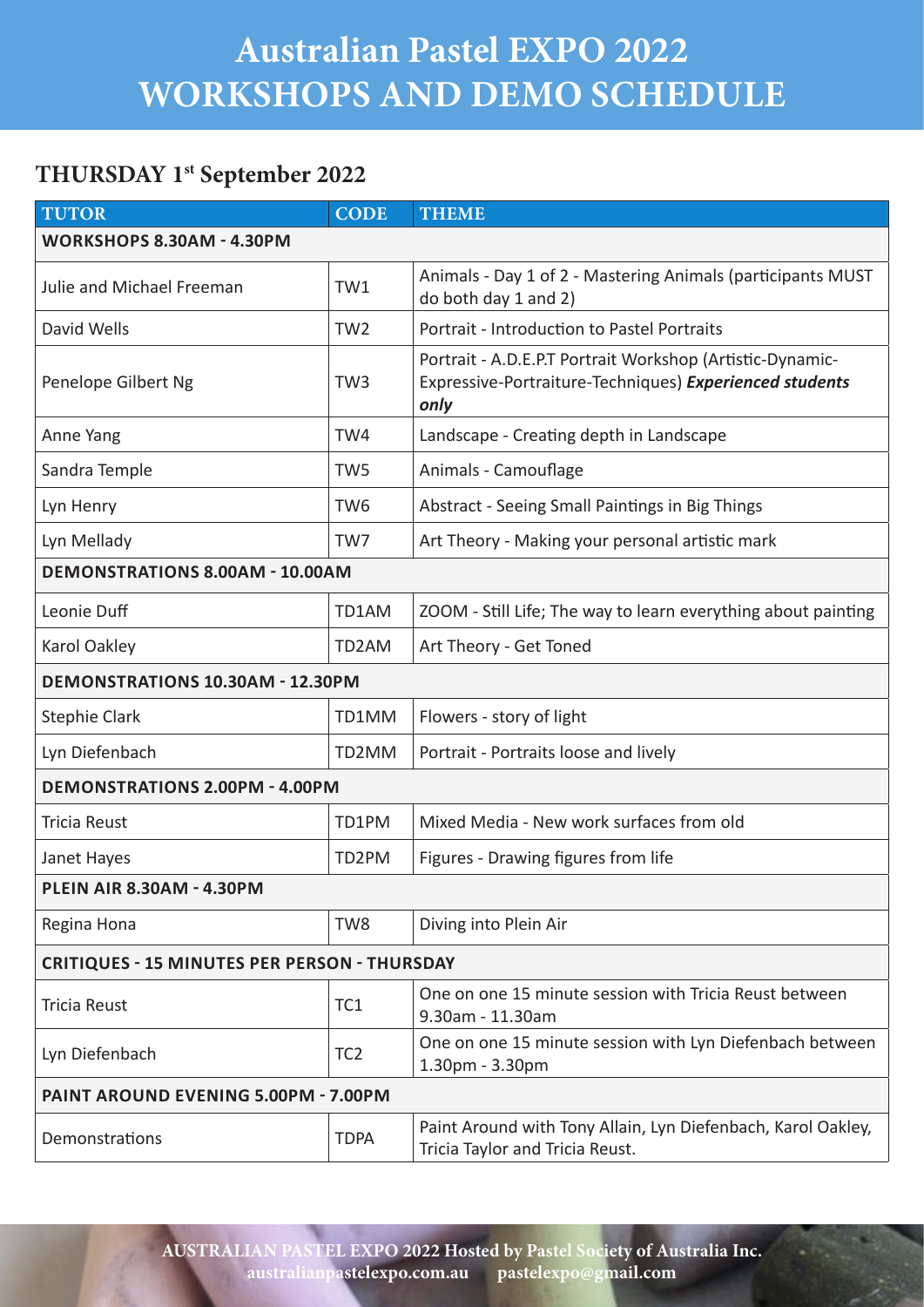# Australian Pastel EXPO 2022
# WORKSHOPS AND DEMO SCHEDULE

## THURSDAY 1st September 2022

| TUTOR | CODE | THEME |
|---|---|---|
| **WORKSHOPS 8.30AM - 4.30PM** | | |
| Julie and Michael Freeman | TW1 | Animals - Day 1 of 2 - Mastering Animals (participants MUST do both day 1 and 2) |
| David Wells | TW2 | Portrait - Introduction to Pastel Portraits |
| Penelope Gilbert Ng | TW3 | Portrait - A.D.E.P.T Portrait Workshop (Artistic-Dynamic-Expressive-Portraiture-Techniques) ***Experienced students only*** |
| Anne Yang | TW4 | Landscape - Creating depth in Landscape |
| Sandra Temple | TW5 | Animals - Camouflage |
| Lyn Henry | TW6 | Abstract - Seeing Small Paintings in Big Things |
| Lyn Mellady | TW7 | Art Theory - Making your personal artistic mark |
| **DEMONSTRATIONS 8.00AM - 10.00AM** | | |
| Leonie Duff | TD1AM | ZOOM - Still Life; The way to learn everything about painting |
| Karol Oakley | TD2AM | Art Theory - Get Toned |
| **DEMONSTRATIONS 10.30AM - 12.30PM** | | |
| Stephie Clark | TD1MM | Flowers - story of light |
| Lyn Diefenbach | TD2MM | Portrait - Portraits loose and lively |
| **DEMONSTRATIONS 2.00PM - 4.00PM** | | |
| Tricia Reust | TD1PM | Mixed Media - New work surfaces from old |
| Janet Hayes | TD2PM | Figures - Drawing figures from life |
| **PLEIN AIR 8.30AM - 4.30PM** | | |
| Regina Hona | TW8 | Diving into Plein Air |
| **CRITIQUES - 15 MINUTES PER PERSON - THURSDAY** | | |
| Tricia Reust | TC1 | One on one 15 minute session with Tricia Reust between 9.30am - 11.30am |
| Lyn Diefenbach | TC2 | One on one 15 minute session with Lyn Diefenbach between 1.30pm - 3.30pm |
| **PAINT AROUND EVENING 5.00PM - 7.00PM** | | |
| Demonstrations | TDPA | Paint Around with Tony Allain, Lyn Diefenbach, Karol Oakley, Tricia Taylor and Tricia Reust. |

AUSTRALIAN PASTEL EXPO 2022 Hosted by Pastel Society of Australia Inc.
australianpastelexpo.com.au pastelexpo@gmail.com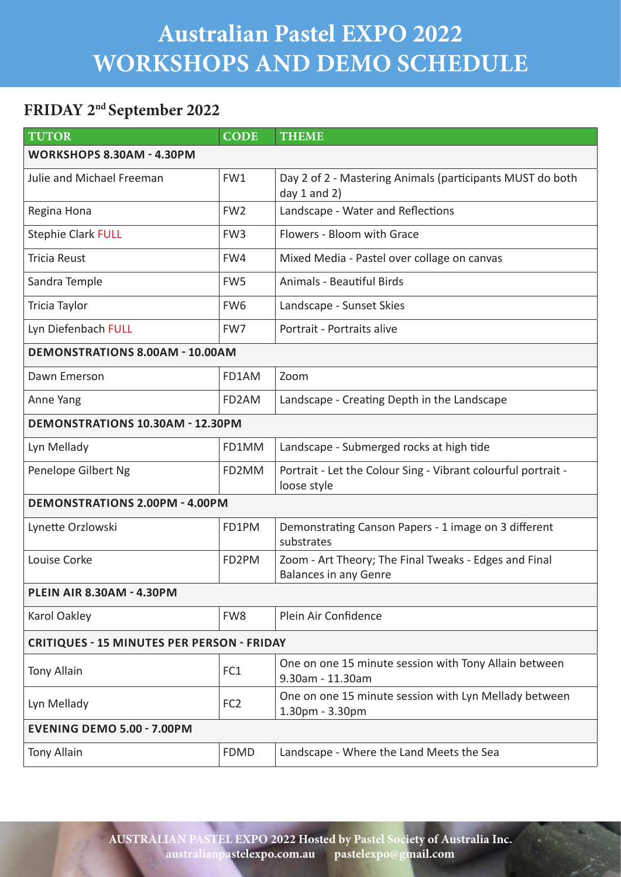# Australian Pastel EXPO 2022
# WORKSHOPS AND DEMO SCHEDULE

## FRIDAY 2nd September 2022

| TUTOR | CODE | THEME |
|---|---|---|
| **WORKSHOPS 8.30AM - 4.30PM** | | |
| Julie and Michael Freeman | FW1 | Day 2 of 2 - Mastering Animals (participants MUST do both day 1 and 2) |
| Regina Hona | FW2 | Landscape - Water and Reflections |
| Stephie Clark FULL | FW3 | Flowers - Bloom with Grace |
| Tricia Reust | FW4 | Mixed Media - Pastel over collage on canvas |
| Sandra Temple | FW5 | Animals - Beautiful Birds |
| Tricia Taylor | FW6 | Landscape - Sunset Skies |
| Lyn Diefenbach FULL | FW7 | Portrait - Portraits alive |
| **DEMONSTRATIONS 8.00AM - 10.00AM** | | |
| Dawn Emerson | FD1AM | Zoom |
| Anne Yang | FD2AM | Landscape - Creating Depth in the Landscape |
| **DEMONSTRATIONS 10.30AM - 12.30PM** | | |
| Lyn Mellady | FD1MM | Landscape - Submerged rocks at high tide |
| Penelope Gilbert Ng | FD2MM | Portrait - Let the Colour Sing - Vibrant colourful portrait - loose style |
| **DEMONSTRATIONS 2.00PM - 4.00PM** | | |
| Lynette Orzlowski | FD1PM | Demonstrating Canson Papers - 1 image on 3 different substrates |
| Louise Corke | FD2PM | Zoom - Art Theory; The Final Tweaks - Edges and Final Balances in any Genre |
| **PLEIN AIR 8.30AM - 4.30PM** | | |
| Karol Oakley | FW8 | Plein Air Confidence |
| **CRITIQUES - 15 MINUTES PER PERSON - FRIDAY** | | |
| Tony Allain | FC1 | One on one 15 minute session with Tony Allain between 9.30am - 11.30am |
| Lyn Mellady | FC2 | One on one 15 minute session with Lyn Mellady between 1.30pm - 3.30pm |
| **EVENING DEMO 5.00 - 7.00PM** | | |
| Tony Allain | FDMD | Landscape - Where the Land Meets the Sea |

**AUSTRALIAN PASTEL EXPO 2022 Hosted by Pastel Society of Australia Inc.**
**australianpastelexpo.com.au pastelexpo@gmail.com**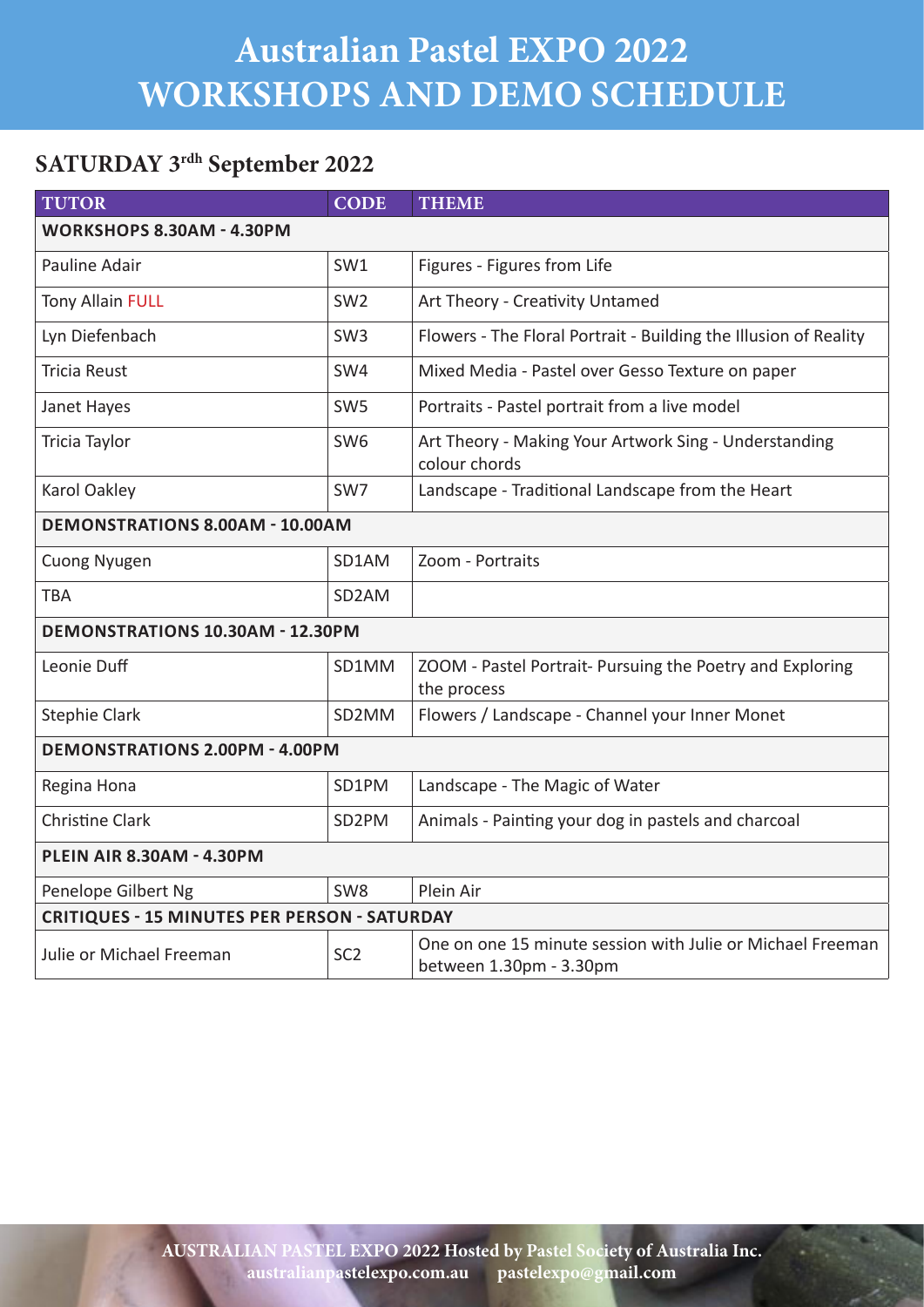# Australian Pastel EXPO 2022
# WORKSHOPS AND DEMO SCHEDULE

## SATURDAY 3rdh September 2022

| TUTOR | CODE | THEME |
|---|---|---|
| **WORKSHOPS 8.30AM - 4.30PM** | | |
| Pauline Adair | SW1 | Figures - Figures from Life |
| Tony Allain FULL | SW2 | Art Theory - Creativity Untamed |
| Lyn Diefenbach | SW3 | Flowers - The Floral Portrait - Building the Illusion of Reality |
| Tricia Reust | SW4 | Mixed Media - Pastel over Gesso Texture on paper |
| Janet Hayes | SW5 | Portraits - Pastel portrait from a live model |
| Tricia Taylor | SW6 | Art Theory - Making Your Artwork Sing - Understanding colour chords |
| Karol Oakley | SW7 | Landscape - Traditional Landscape from the Heart |
| **DEMONSTRATIONS 8.00AM - 10.00AM** | | |
| Cuong Nyugen | SD1AM | Zoom - Portraits |
| TBA | SD2AM | |
| **DEMONSTRATIONS 10.30AM - 12.30PM** | | |
| Leonie Duff | SD1MM | ZOOM - Pastel Portrait- Pursuing the Poetry and Exploring the process |
| Stephie Clark | SD2MM | Flowers / Landscape - Channel your Inner Monet |
| **DEMONSTRATIONS 2.00PM - 4.00PM** | | |
| Regina Hona | SD1PM | Landscape - The Magic of Water |
| Christine Clark | SD2PM | Animals - Painting your dog in pastels and charcoal |
| **PLEIN AIR 8.30AM - 4.30PM** | | |
| Penelope Gilbert Ng | SW8 | Plein Air |
| **CRITIQUES - 15 MINUTES PER PERSON - SATURDAY** | | |
| Julie or Michael Freeman | SC2 | One on one 15 minute session with Julie or Michael Freeman between 1.30pm - 3.30pm |

**AUSTRALIAN PASTEL EXPO 2022 Hosted by Pastel Society of Australia Inc.**
**australianpastelexpo.com.au pastelexpo@gmail.com**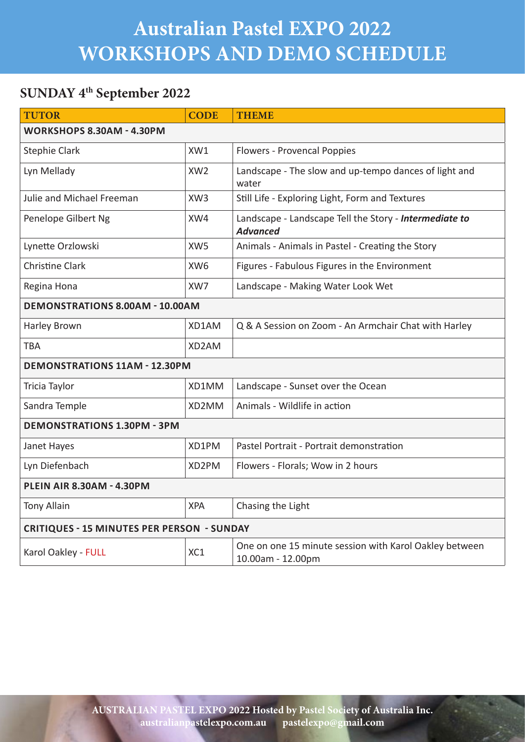# Australian Pastel EXPO 2022
# WORKSHOPS AND DEMO SCHEDULE

## SUNDAY 4th September 2022

| TUTOR | CODE | THEME |
|---|---|---|
| **WORKSHOPS 8.30AM - 4.30PM** | | |
| Stephie Clark | XW1 | Flowers - Provencal Poppies |
| Lyn Mellady | XW2 | Landscape - The slow and up-tempo dances of light and water |
| Julie and Michael Freeman | XW3 | Still Life - Exploring Light, Form and Textures |
| Penelope Gilbert Ng | XW4 | Landscape - Landscape Tell the Story - ***Intermediate to Advanced*** |
| Lynette Orzlowski | XW5 | Animals - Animals in Pastel - Creating the Story |
| Christine Clark | XW6 | Figures - Fabulous Figures in the Environment |
| Regina Hona | XW7 | Landscape - Making Water Look Wet |
| **DEMONSTRATIONS 8.00AM - 10.00AM** | | |
| Harley Brown | XD1AM | Q & A Session on Zoom - An Armchair Chat with Harley |
| TBA | XD2AM | |
| **DEMONSTRATIONS 11AM - 12.30PM** | | |
| Tricia Taylor | XD1MM | Landscape - Sunset over the Ocean |
| Sandra Temple | XD2MM | Animals - Wildlife in action |
| **DEMONSTRATIONS 1.30PM - 3PM** | | |
| Janet Hayes | XD1PM | Pastel Portrait - Portrait demonstration |
| Lyn Diefenbach | XD2PM | Flowers - Florals; Wow in 2 hours |
| **PLEIN AIR 8.30AM - 4.30PM** | | |
| Tony Allain | XPA | Chasing the Light |
| **CRITIQUES - 15 MINUTES PER PERSON - SUNDAY** | | |
| Karol Oakley - FULL | XC1 | One on one 15 minute session with Karol Oakley between 10.00am - 12.00pm |

**AUSTRALIAN PASTEL EXPO 2022 Hosted by Pastel Society of Australia Inc.**
**australianpastelexpo.com.au pastelexpo@gmail.com**